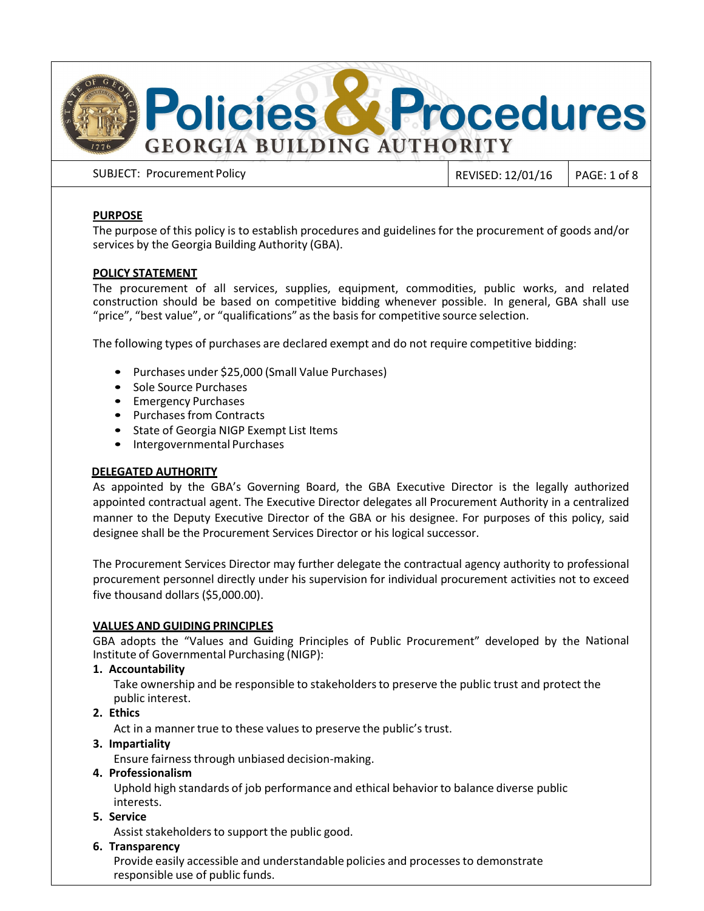# Policies & Procedures

## GEORGIA BUILDING AUTHORITY

SUBJECT: Procurement Policy | REVISED: 12/01/16

### PURPOSE

The purpose of this policy is to establish procedures and guidelines for the procurement of goods and/or services by the Georgia Building Authority (GBA).

### POLICY STATEMENT

The procurement of all services, supplies, equipment, commodities, public works, and related construction should be based on competitive bidding whenever possible. In general, GBA shall use "price", "best value", or "qualifications" as the basis for competitive source selection.

The following types of purchases are declared exempt and do not require competitive bidding:

- Purchases under $25,000 (Small Value Purchases)
- Sole Source Purchases
- Emergency Purchases
- Purchases from Contracts
- State of Georgia NIGP Exempt List Items
- Intergovernmental Purchases

### DELEGATED AUTHORITY

As appointed by the GBA's Governing Board, the GBA Executive Director is the legally authorized appointed contractual agent. The Executive Director delegates all Procurement Authority in a centralized manner to the Deputy Executive Director of the GBA or his designee. For purposes of this policy, said designee shall be the Procurement Services Director or his logical successor.

The Procurement Services Director may further delegate the contractual agency authority to professional procurement personnel directly under his supervision for individual procurement activities not to exceed five thousand dollars ($5,000.00).

### VALUES AND GUIDING PRINCIPLES

GBA adopts the "Values and Guiding Principles of Public Procurement" developed by the National Institute of Governmental Purchasing (NIGP):

1. **Accountability**
   Take ownership and be responsible to stakeholders to preserve the public trust and protect the public interest.
2. **Ethics**
   Act in a manner true to these values to preserve the public's trust.
3. **Impartiality**
   Ensure fairness through unbiased decision-making.
4. **Professionalism**
   Uphold high standards of job performance and ethical behavior to balance diverse public interests.
5. **Service**
   Assist stakeholders to support the public good.
6. **Transparency**
   Provide easily accessible and understandable policies and processes to demonstrate responsible use of public funds.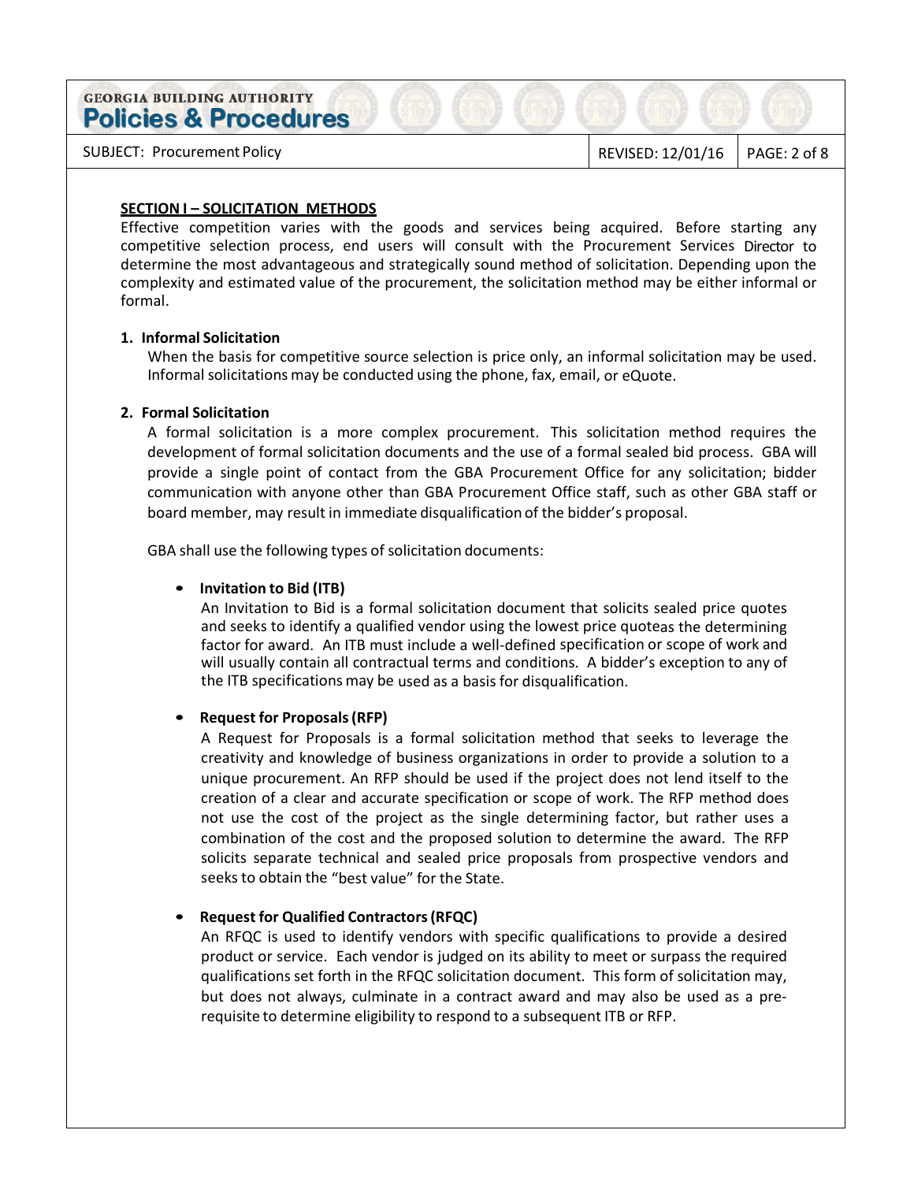## SECTION I – SOLICITATION METHODS

Effective competition varies with the goods and services being acquired. Before starting any competitive selection process, end users will consult with the Procurement Services Director to determine the most advantageous and strategically sound method of solicitation. Depending upon the complexity and estimated value of the procurement, the solicitation method may be either informal or formal.

### 1. Informal Solicitation

When the basis for competitive source selection is price only, an informal solicitation may be used. Informal solicitations may be conducted using the phone, fax, email, or eQuote.

### 2. Formal Solicitation

A formal solicitation is a more complex procurement. This solicitation method requires the development of formal solicitation documents and the use of a formal sealed bid process. GBA will provide a single point of contact from the GBA Procurement Office for any solicitation; bidder communication with anyone other than GBA Procurement Office staff, such as other GBA staff or board member, may result in immediate disqualification of the bidder's proposal.

GBA shall use the following types of solicitation documents:

- **Invitation to Bid (ITB)**
  An Invitation to Bid is a formal solicitation document that solicits sealed price quotes and seeks to identify a qualified vendor using the lowest price quoteas the determining factor for award. An ITB must include a well-defined specification or scope of work and will usually contain all contractual terms and conditions. A bidder's exception to any of the ITB specifications may be used as a basis for disqualification.

- **Request for Proposals (RFP)**
  A Request for Proposals is a formal solicitation method that seeks to leverage the creativity and knowledge of business organizations in order to provide a solution to a unique procurement. An RFP should be used if the project does not lend itself to the creation of a clear and accurate specification or scope of work. The RFP method does not use the cost of the project as the single determining factor, but rather uses a combination of the cost and the proposed solution to determine the award. The RFP solicits separate technical and sealed price proposals from prospective vendors and seeks to obtain the "best value" for the State.

- **Request for Qualified Contractors (RFQC)**
  An RFQC is used to identify vendors with specific qualifications to provide a desired product or service. Each vendor is judged on its ability to meet or surpass the required qualifications set forth in the RFQC solicitation document. This form of solicitation may, but does not always, culminate in a contract award and may also be used as a pre-requisite to determine eligibility to respond to a subsequent ITB or RFP.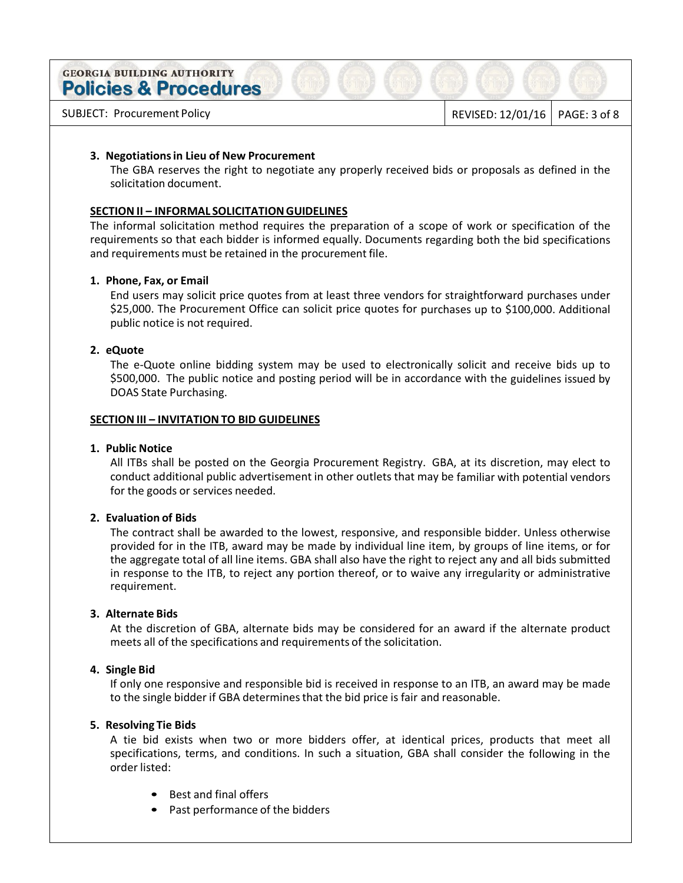### 3. Negotiations in Lieu of New Procurement

The GBA reserves the right to negotiate any properly received bids or proposals as defined in the solicitation document.

## SECTION II – INFORMAL SOLICITATION GUIDELINES

The informal solicitation method requires the preparation of a scope of work or specification of the requirements so that each bidder is informed equally. Documents regarding both the bid specifications and requirements must be retained in the procurement file.

### 1. Phone, Fax, or Email

End users may solicit price quotes from at least three vendors for straightforward purchases under $25,000. The Procurement Office can solicit price quotes for purchases up to $100,000. Additional public notice is not required.

### 2. eQuote

The e-Quote online bidding system may be used to electronically solicit and receive bids up to $500,000. The public notice and posting period will be in accordance with the guidelines issued by DOAS State Purchasing.

## SECTION III – INVITATION TO BID GUIDELINES

### 1. Public Notice

All ITBs shall be posted on the Georgia Procurement Registry. GBA, at its discretion, may elect to conduct additional public advertisement in other outlets that may be familiar with potential vendors for the goods or services needed.

### 2. Evaluation of Bids

The contract shall be awarded to the lowest, responsive, and responsible bidder. Unless otherwise provided for in the ITB, award may be made by individual line item, by groups of line items, or for the aggregate total of all line items. GBA shall also have the right to reject any and all bids submitted in response to the ITB, to reject any portion thereof, or to waive any irregularity or administrative requirement.

### 3. Alternate Bids

At the discretion of GBA, alternate bids may be considered for an award if the alternate product meets all of the specifications and requirements of the solicitation.

### 4. Single Bid

If only one responsive and responsible bid is received in response to an ITB, an award may be made to the single bidder if GBA determines that the bid price is fair and reasonable.

### 5. Resolving Tie Bids

A tie bid exists when two or more bidders offer, at identical prices, products that meet all specifications, terms, and conditions. In such a situation, GBA shall consider the following in the order listed:

- Best and final offers
- Past performance of the bidders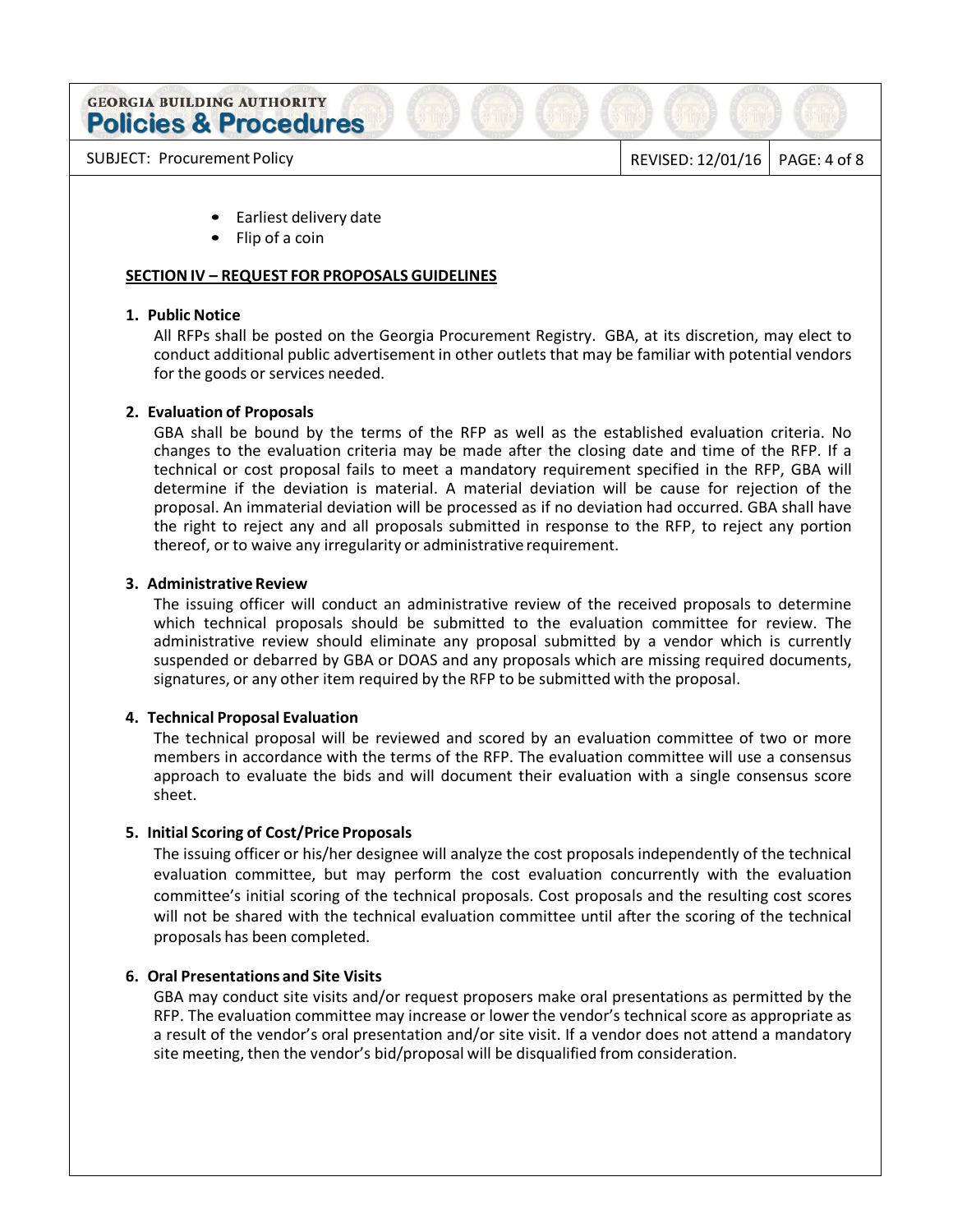- Earliest delivery date
- Flip of a coin

## SECTION IV – REQUEST FOR PROPOSALS GUIDELINES

**1. Public Notice**

All RFPs shall be posted on the Georgia Procurement Registry. GBA, at its discretion, may elect to conduct additional public advertisement in other outlets that may be familiar with potential vendors for the goods or services needed.

**2. Evaluation of Proposals**

GBA shall be bound by the terms of the RFP as well as the established evaluation criteria. No changes to the evaluation criteria may be made after the closing date and time of the RFP. If a technical or cost proposal fails to meet a mandatory requirement specified in the RFP, GBA will determine if the deviation is material. A material deviation will be cause for rejection of the proposal. An immaterial deviation will be processed as if no deviation had occurred. GBA shall have the right to reject any and all proposals submitted in response to the RFP, to reject any portion thereof, or to waive any irregularity or administrative requirement.

**3. Administrative Review**

The issuing officer will conduct an administrative review of the received proposals to determine which technical proposals should be submitted to the evaluation committee for review. The administrative review should eliminate any proposal submitted by a vendor which is currently suspended or debarred by GBA or DOAS and any proposals which are missing required documents, signatures, or any other item required by the RFP to be submitted with the proposal.

**4. Technical Proposal Evaluation**

The technical proposal will be reviewed and scored by an evaluation committee of two or more members in accordance with the terms of the RFP. The evaluation committee will use a consensus approach to evaluate the bids and will document their evaluation with a single consensus score sheet.

**5. Initial Scoring of Cost/Price Proposals**

The issuing officer or his/her designee will analyze the cost proposals independently of the technical evaluation committee, but may perform the cost evaluation concurrently with the evaluation committee's initial scoring of the technical proposals. Cost proposals and the resulting cost scores will not be shared with the technical evaluation committee until after the scoring of the technical proposals has been completed.

**6. Oral Presentations and Site Visits**

GBA may conduct site visits and/or request proposers make oral presentations as permitted by the RFP. The evaluation committee may increase or lower the vendor's technical score as appropriate as a result of the vendor's oral presentation and/or site visit. If a vendor does not attend a mandatory site meeting, then the vendor's bid/proposal will be disqualified from consideration.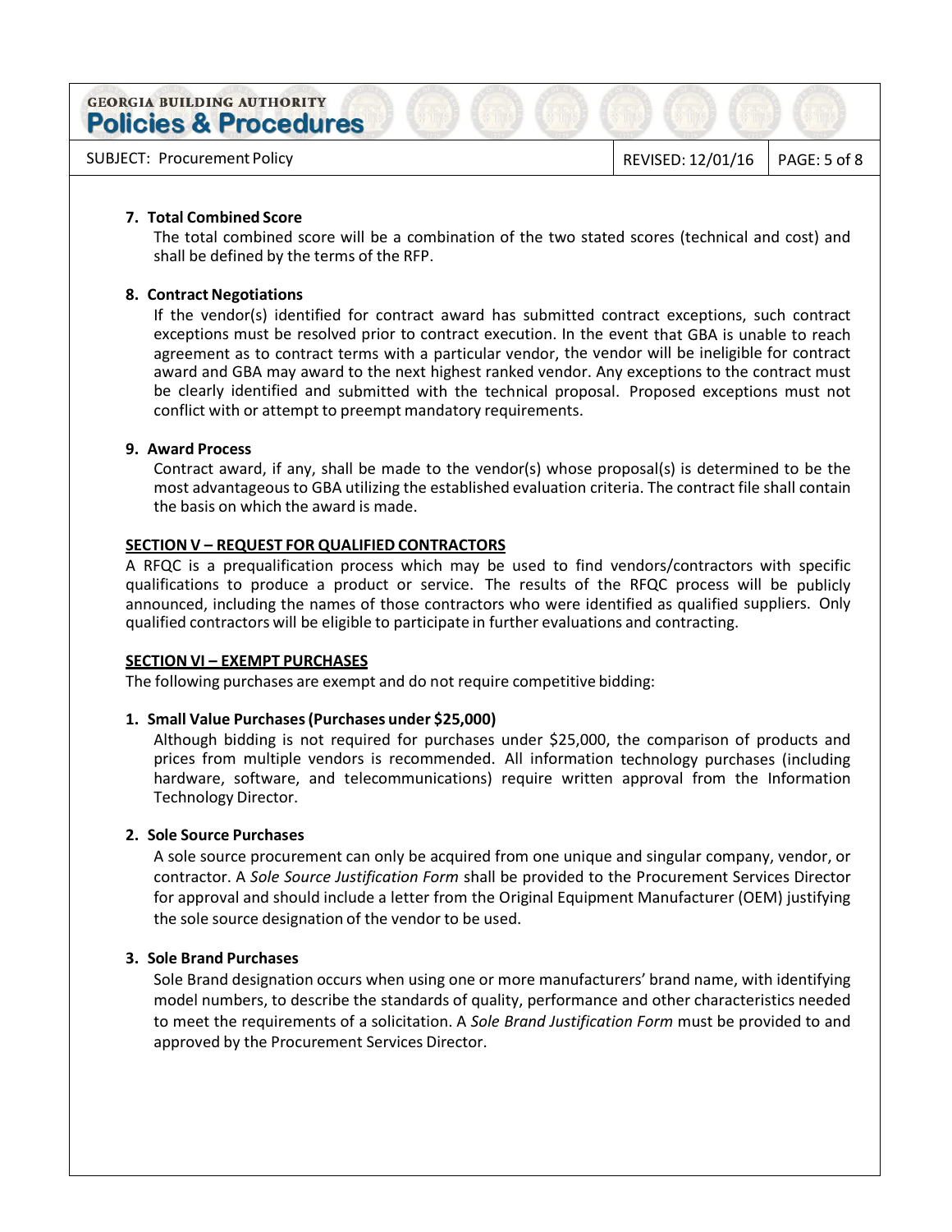**7. Total Combined Score**

The total combined score will be a combination of the two stated scores (technical and cost) and shall be defined by the terms of the RFP.

**8. Contract Negotiations**

If the vendor(s) identified for contract award has submitted contract exceptions, such contract exceptions must be resolved prior to contract execution. In the event that GBA is unable to reach agreement as to contract terms with a particular vendor, the vendor will be ineligible for contract award and GBA may award to the next highest ranked vendor. Any exceptions to the contract must be clearly identified and submitted with the technical proposal. Proposed exceptions must not conflict with or attempt to preempt mandatory requirements.

**9. Award Process**

Contract award, if any, shall be made to the vendor(s) whose proposal(s) is determined to be the most advantageous to GBA utilizing the established evaluation criteria. The contract file shall contain the basis on which the award is made.

## SECTION V – REQUEST FOR QUALIFIED CONTRACTORS

A RFQC is a prequalification process which may be used to find vendors/contractors with specific qualifications to produce a product or service. The results of the RFQC process will be publicly announced, including the names of those contractors who were identified as qualified suppliers. Only qualified contractors will be eligible to participate in further evaluations and contracting.

## SECTION VI – EXEMPT PURCHASES

The following purchases are exempt and do not require competitive bidding:

**1. Small Value Purchases (Purchases under $25,000)**

Although bidding is not required for purchases under $25,000, the comparison of products and prices from multiple vendors is recommended. All information technology purchases (including hardware, software, and telecommunications) require written approval from the Information Technology Director.

**2. Sole Source Purchases**

A sole source procurement can only be acquired from one unique and singular company, vendor, or contractor. A *Sole Source Justification Form* shall be provided to the Procurement Services Director for approval and should include a letter from the Original Equipment Manufacturer (OEM) justifying the sole source designation of the vendor to be used.

**3. Sole Brand Purchases**

Sole Brand designation occurs when using one or more manufacturers' brand name, with identifying model numbers, to describe the standards of quality, performance and other characteristics needed to meet the requirements of a solicitation. A *Sole Brand Justification Form* must be provided to and approved by the Procurement Services Director.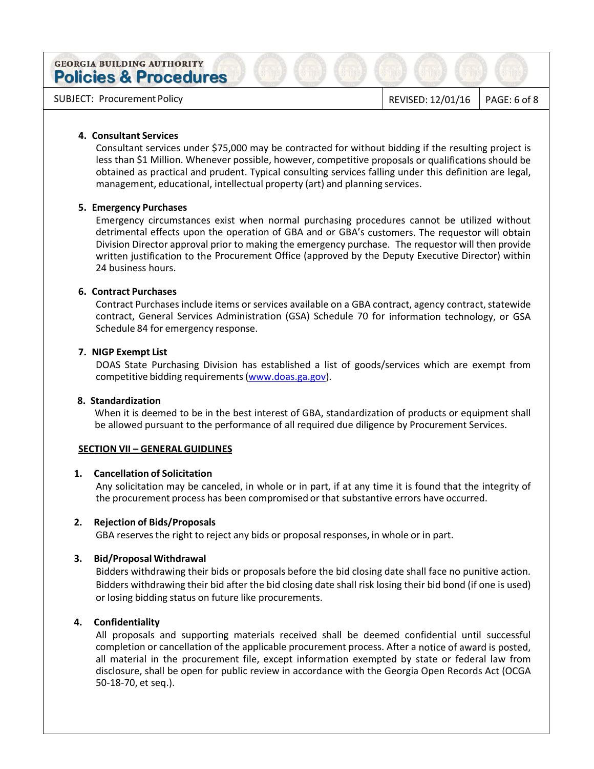**4. Consultant Services**

Consultant services under $75,000 may be contracted for without bidding if the resulting project is less than $1 Million. Whenever possible, however, competitive proposals or qualifications should be obtained as practical and prudent. Typical consulting services falling under this definition are legal, management, educational, intellectual property (art) and planning services.

**5. Emergency Purchases**

Emergency circumstances exist when normal purchasing procedures cannot be utilized without detrimental effects upon the operation of GBA and or GBA's customers. The requestor will obtain Division Director approval prior to making the emergency purchase. The requestor will then provide written justification to the Procurement Office (approved by the Deputy Executive Director) within 24 business hours.

**6. Contract Purchases**

Contract Purchases include items or services available on a GBA contract, agency contract, statewide contract, General Services Administration (GSA) Schedule 70 for information technology, or GSA Schedule 84 for emergency response.

**7. NIGP Exempt List**

DOAS State Purchasing Division has established a list of goods/services which are exempt from competitive bidding requirements (www.doas.ga.gov).

**8. Standardization**

When it is deemed to be in the best interest of GBA, standardization of products or equipment shall be allowed pursuant to the performance of all required due diligence by Procurement Services.

## SECTION VII – GENERAL GUIDLINES

**1. Cancellation of Solicitation**

Any solicitation may be canceled, in whole or in part, if at any time it is found that the integrity of the procurement process has been compromised or that substantive errors have occurred.

**2. Rejection of Bids/Proposals**

GBA reserves the right to reject any bids or proposal responses, in whole or in part.

**3. Bid/Proposal Withdrawal**

Bidders withdrawing their bids or proposals before the bid closing date shall face no punitive action. Bidders withdrawing their bid after the bid closing date shall risk losing their bid bond (if one is used) or losing bidding status on future like procurements.

**4. Confidentiality**

All proposals and supporting materials received shall be deemed confidential until successful completion or cancellation of the applicable procurement process. After a notice of award is posted, all material in the procurement file, except information exempted by state or federal law from disclosure, shall be open for public review in accordance with the Georgia Open Records Act (OCGA 50-18-70, et seq.).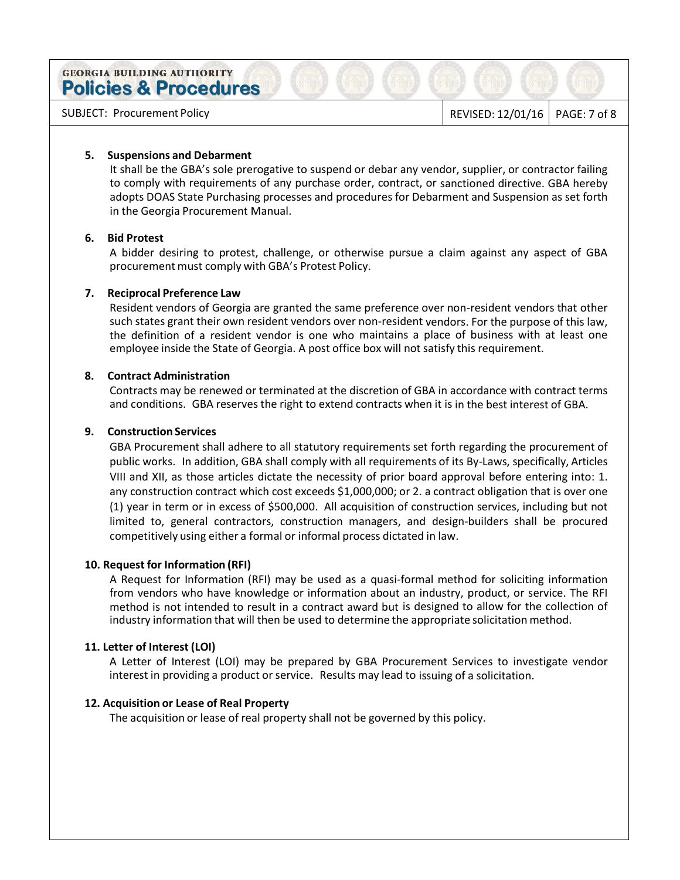**5. Suspensions and Debarment**

It shall be the GBA's sole prerogative to suspend or debar any vendor, supplier, or contractor failing to comply with requirements of any purchase order, contract, or sanctioned directive. GBA hereby adopts DOAS State Purchasing processes and procedures for Debarment and Suspension as set forth in the Georgia Procurement Manual.

**6. Bid Protest**

A bidder desiring to protest, challenge, or otherwise pursue a claim against any aspect of GBA procurement must comply with GBA's Protest Policy.

**7. Reciprocal Preference Law**

Resident vendors of Georgia are granted the same preference over non-resident vendors that other such states grant their own resident vendors over non-resident vendors. For the purpose of this law, the definition of a resident vendor is one who maintains a place of business with at least one employee inside the State of Georgia. A post office box will not satisfy this requirement.

**8. Contract Administration**

Contracts may be renewed or terminated at the discretion of GBA in accordance with contract terms and conditions. GBA reserves the right to extend contracts when it is in the best interest of GBA.

**9. Construction Services**

GBA Procurement shall adhere to all statutory requirements set forth regarding the procurement of public works. In addition, GBA shall comply with all requirements of its By-Laws, specifically, Articles VIII and XII, as those articles dictate the necessity of prior board approval before entering into: 1. any construction contract which cost exceeds $1,000,000; or 2. a contract obligation that is over one (1) year in term or in excess of $500,000. All acquisition of construction services, including but not limited to, general contractors, construction managers, and design-builders shall be procured competitively using either a formal or informal process dictated in law.

**10. Request for Information (RFI)**

A Request for Information (RFI) may be used as a quasi-formal method for soliciting information from vendors who have knowledge or information about an industry, product, or service. The RFI method is not intended to result in a contract award but is designed to allow for the collection of industry information that will then be used to determine the appropriate solicitation method.

**11. Letter of Interest (LOI)**

A Letter of Interest (LOI) may be prepared by GBA Procurement Services to investigate vendor interest in providing a product or service. Results may lead to issuing of a solicitation.

**12. Acquisition or Lease of Real Property**

The acquisition or lease of real property shall not be governed by this policy.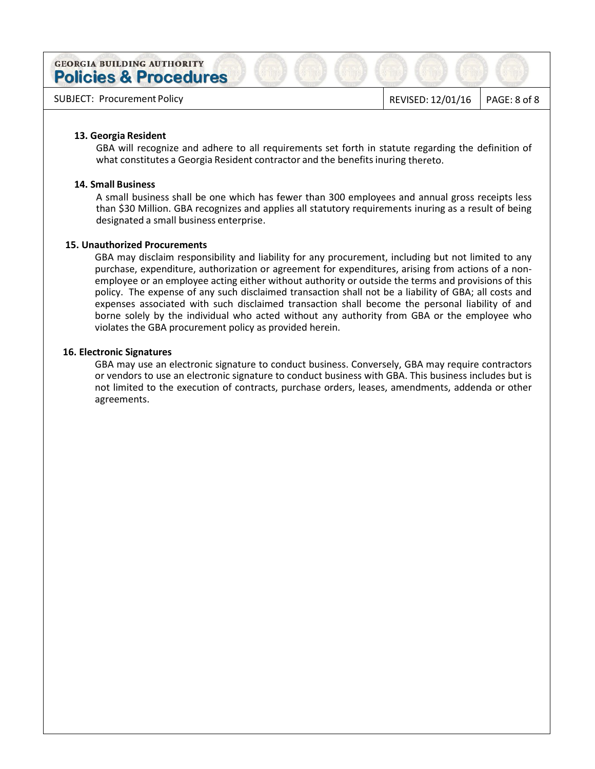**13. Georgia Resident**

GBA will recognize and adhere to all requirements set forth in statute regarding the definition of what constitutes a Georgia Resident contractor and the benefits inuring thereto.

**14. Small Business**

A small business shall be one which has fewer than 300 employees and annual gross receipts less than $30 Million. GBA recognizes and applies all statutory requirements inuring as a result of being designated a small business enterprise.

**15. Unauthorized Procurements**

GBA may disclaim responsibility and liability for any procurement, including but not limited to any purchase, expenditure, authorization or agreement for expenditures, arising from actions of a non-employee or an employee acting either without authority or outside the terms and provisions of this policy. The expense of any such disclaimed transaction shall not be a liability of GBA; all costs and expenses associated with such disclaimed transaction shall become the personal liability of and borne solely by the individual who acted without any authority from GBA or the employee who violates the GBA procurement policy as provided herein.

**16. Electronic Signatures**

GBA may use an electronic signature to conduct business. Conversely, GBA may require contractors or vendors to use an electronic signature to conduct business with GBA. This business includes but is not limited to the execution of contracts, purchase orders, leases, amendments, addenda or other agreements.